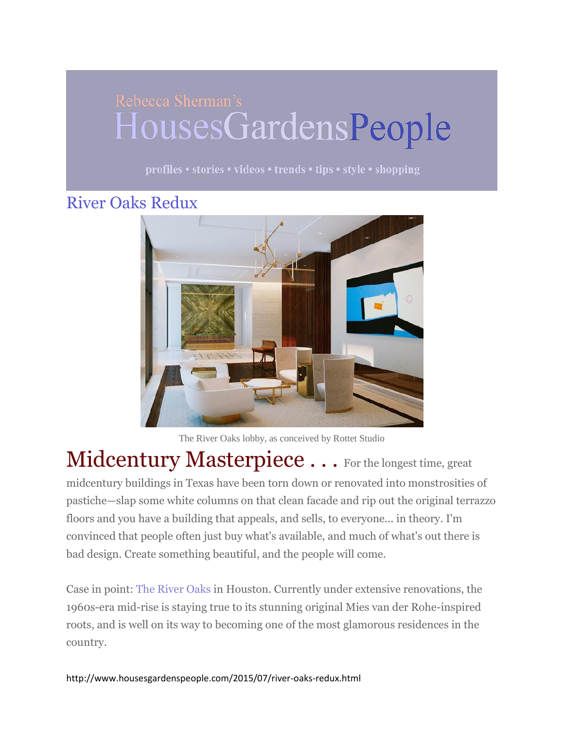Rebecca Sherman's

# HousesGardensPeople

profiles • stories • videos • trends • tips • style • shopping

## River Oaks Redux

The River Oaks lobby, as conceived by Rottet Studio

**Midcentury Masterpiece . . .** For the longest time, great midcentury buildings in Texas have been torn down or renovated into monstrosities of pastiche—slap some white columns on that clean facade and rip out the original terrazzo floors and you have a building that appeals, and sells, to everyone... in theory. I'm convinced that people often just buy what's available, and much of what's out there is bad design. Create something beautiful, and the people will come.

Case in point: The River Oaks in Houston. Currently under extensive renovations, the 1960s-era mid-rise is staying true to its stunning original Mies van der Rohe-inspired roots, and is well on its way to becoming one of the most glamorous residences in the country.

http://www.housesgardenspeople.com/2015/07/river-oaks-redux.html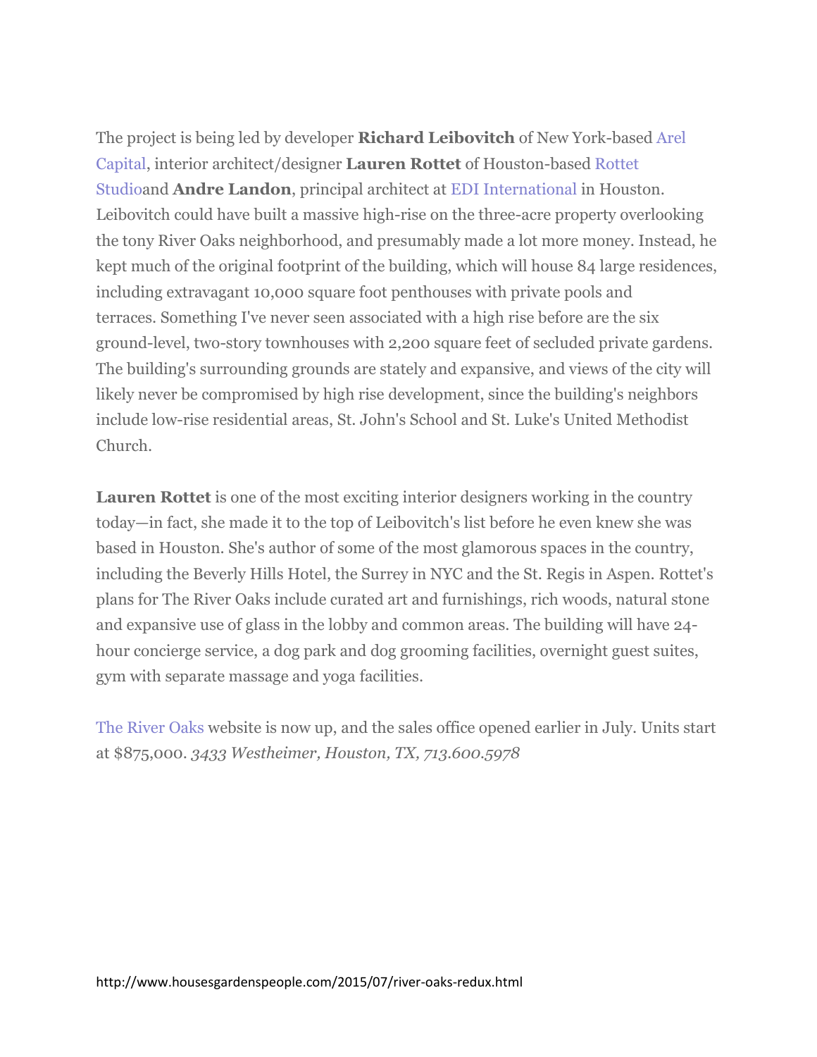The project is being led by developer **Richard Leibovitch** of New York-based Arel Capital, interior architect/designer **Lauren Rottet** of Houston-based Rottet Studioand **Andre Landon**, principal architect at EDI International in Houston. Leibovitch could have built a massive high-rise on the three-acre property overlooking the tony River Oaks neighborhood, and presumably made a lot more money. Instead, he kept much of the original footprint of the building, which will house 84 large residences, including extravagant 10,000 square foot penthouses with private pools and terraces. Something I've never seen associated with a high rise before are the six ground-level, two-story townhouses with 2,200 square feet of secluded private gardens. The building's surrounding grounds are stately and expansive, and views of the city will likely never be compromised by high rise development, since the building's neighbors include low-rise residential areas, St. John's School and St. Luke's United Methodist Church.

**Lauren Rottet** is one of the most exciting interior designers working in the country today—in fact, she made it to the top of Leibovitch's list before he even knew she was based in Houston. She's author of some of the most glamorous spaces in the country, including the Beverly Hills Hotel, the Surrey in NYC and the St. Regis in Aspen. Rottet's plans for The River Oaks include curated art and furnishings, rich woods, natural stone and expansive use of glass in the lobby and common areas. The building will have 24-hour concierge service, a dog park and dog grooming facilities, overnight guest suites, gym with separate massage and yoga facilities.

The River Oaks website is now up, and the sales office opened earlier in July. Units start at $875,000. *3433 Westheimer, Houston, TX, 713.600.5978*

http://www.housesgardenspeople.com/2015/07/river-oaks-redux.html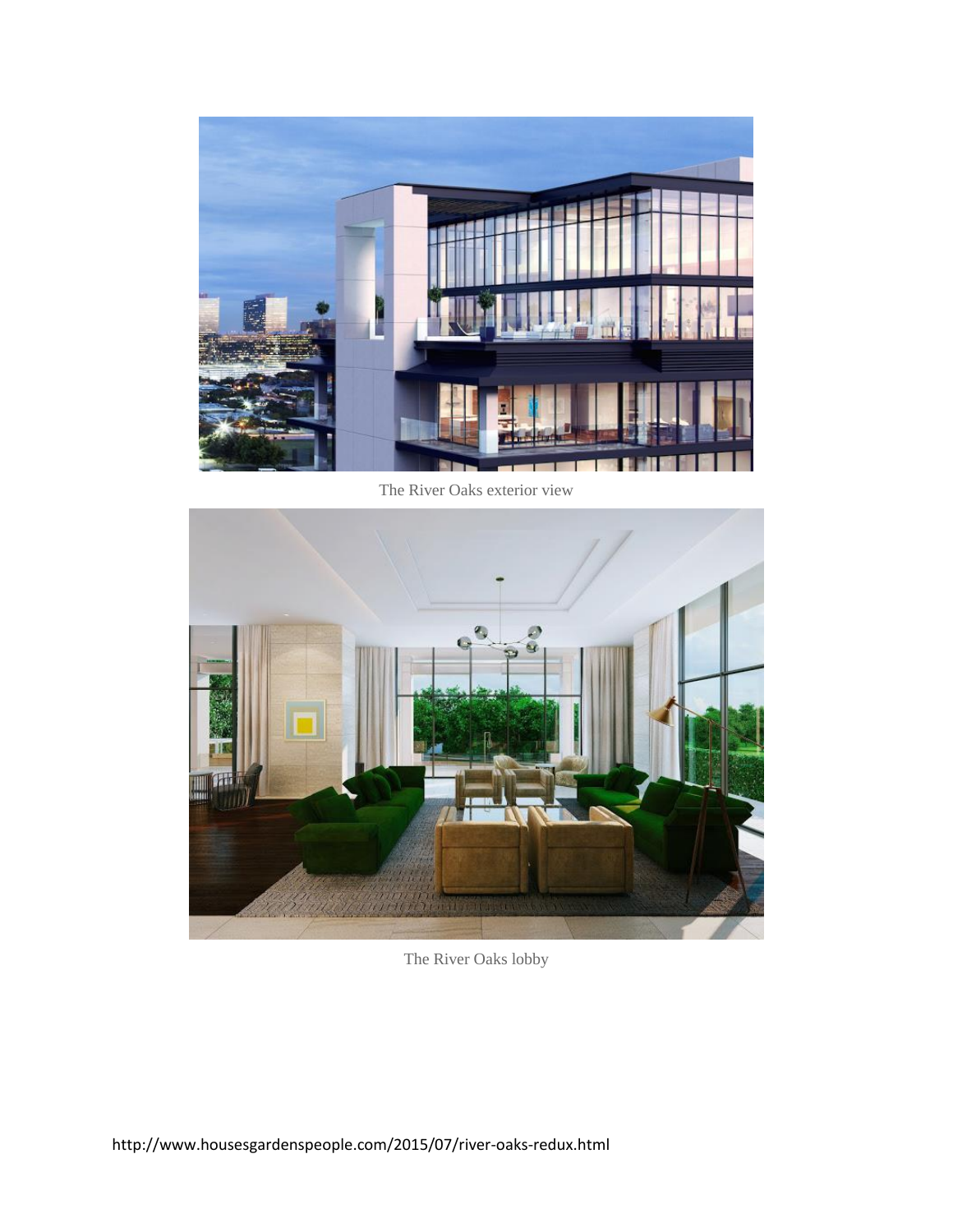The River Oaks exterior view

The River Oaks lobby

http://www.housesgardenspeople.com/2015/07/river-oaks-redux.html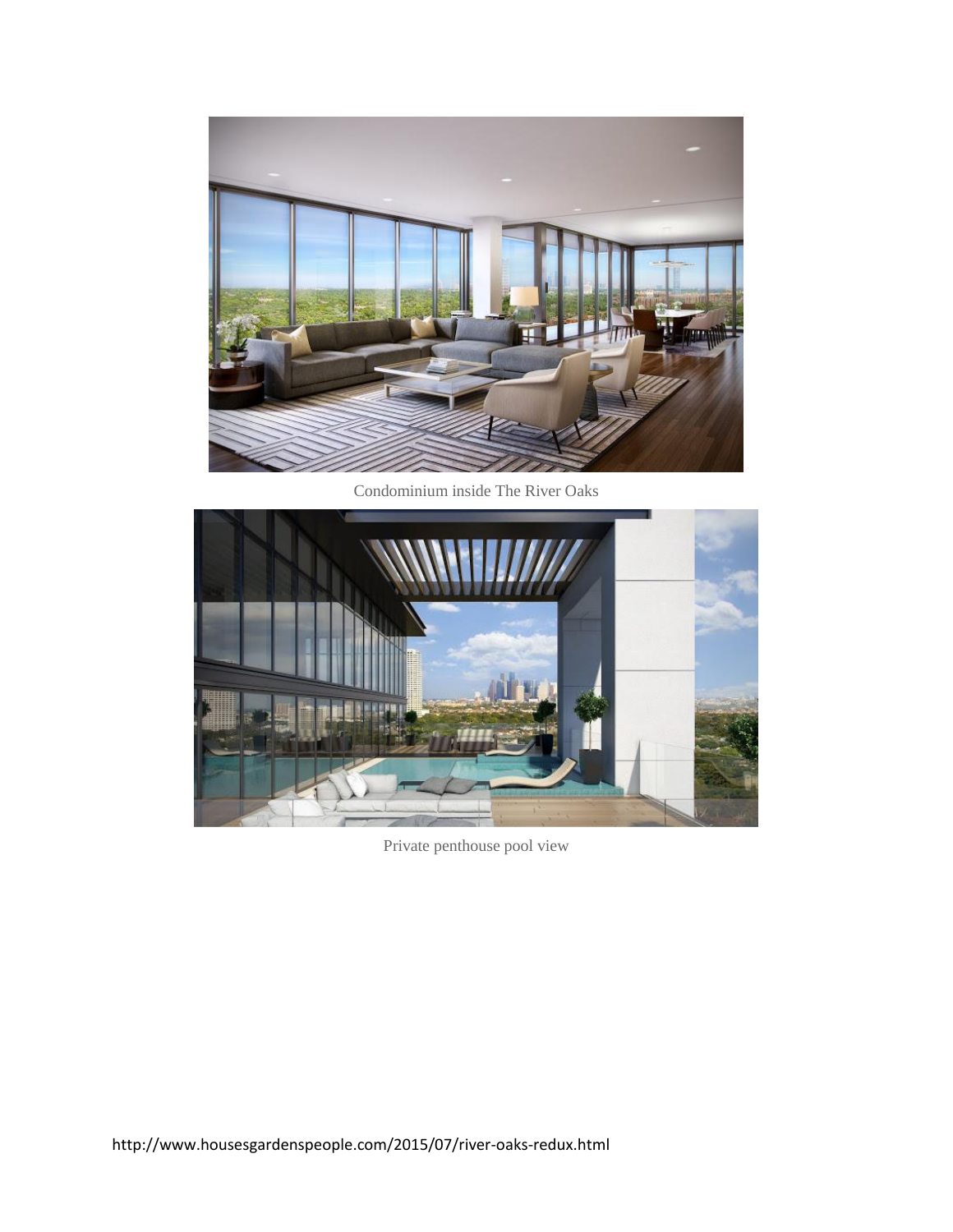Condominium inside The River Oaks

Private penthouse pool view

http://www.housesgardenspeople.com/2015/07/river-oaks-redux.html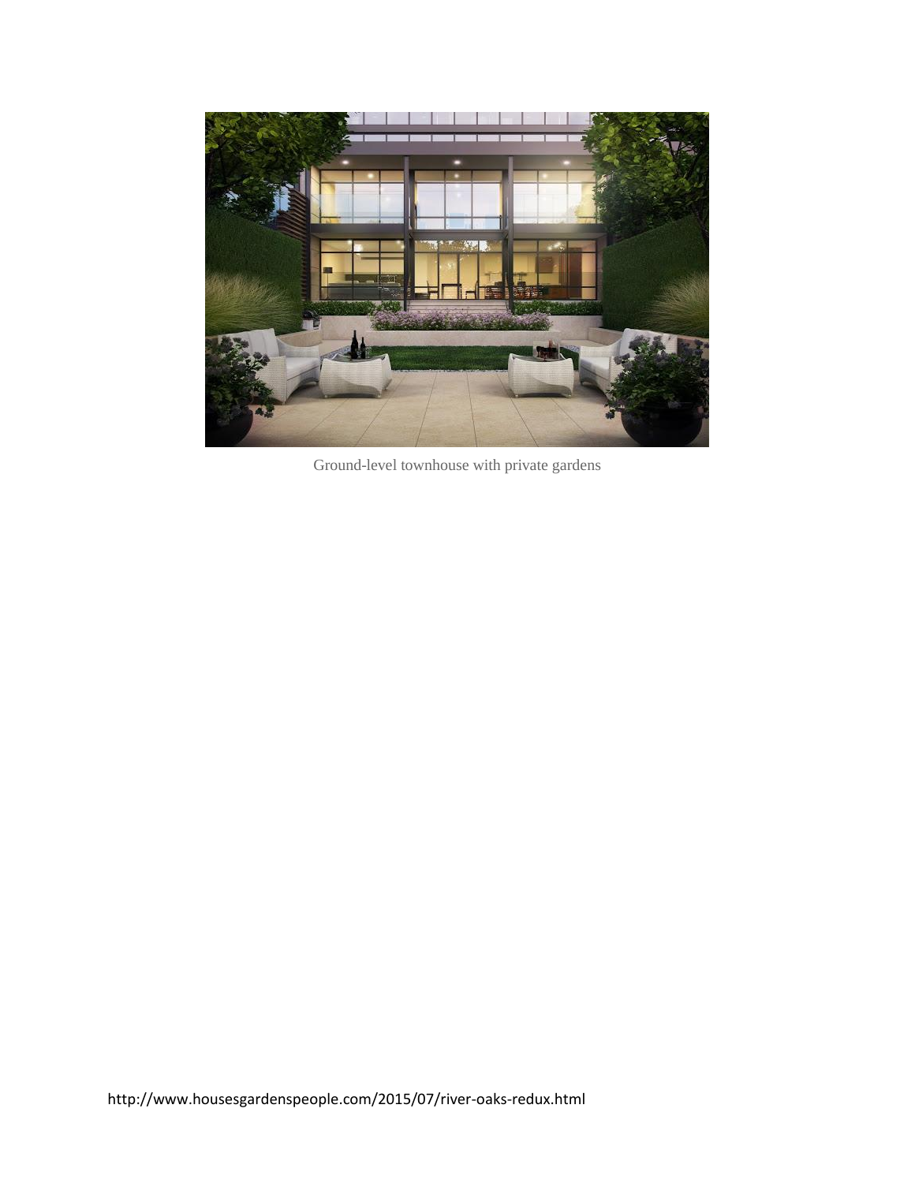Ground-level townhouse with private gardens

http://www.housesgardenspeople.com/2015/07/river-oaks-redux.html